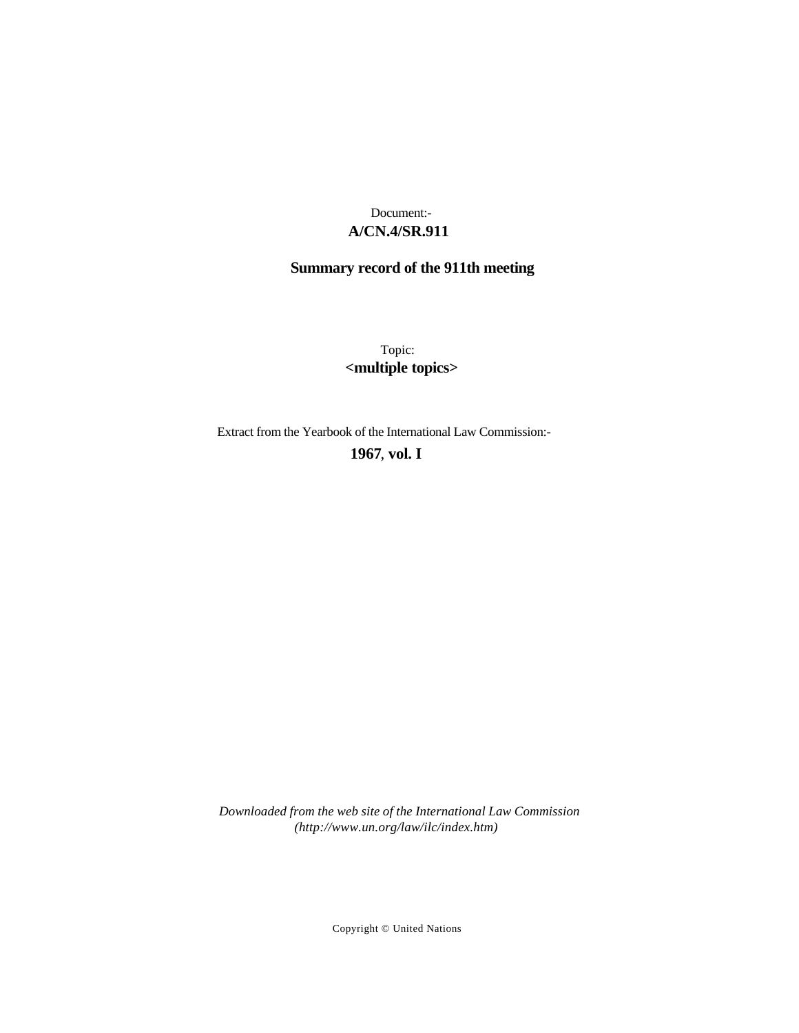Document:-

**A/CN.4/SR.911**

**Summary record of the 911th meeting**

Topic:

**<multiple topics>**

Extract from the Yearbook of the International Law Commission:-

**1967, vol. I**

*Downloaded from the web site of the International Law Commission (http://www.un.org/law/ilc/index.htm)*

Copyright © United Nations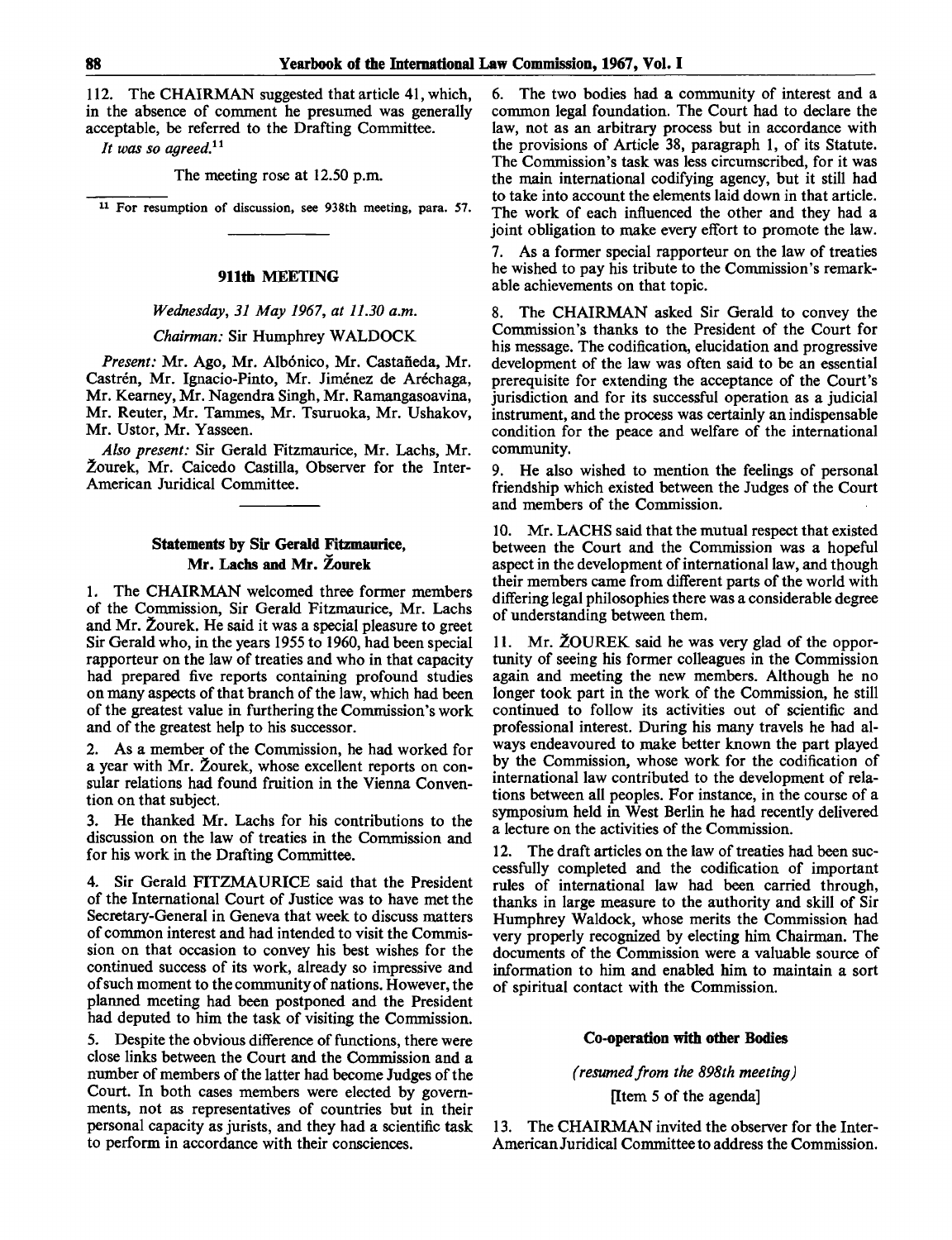112. The CHAIRMAN suggested that article 41, which, in the absence of comment he presumed was generally acceptable, be referred to the Drafting Committee.

*It was so agreed.*[11]

The meeting rose at 12.50 p.m.

[11] For resumption of discussion, see 938th meeting, para. 57.

## 911th MEETING

*Wednesday, 31 May 1967, at 11.30 a.m.*

*Chairman:* Sir Humphrey WALDOCK

*Present:* Mr. Ago, Mr. Albónico, Mr. Castañeda, Mr. Castrén, Mr. Ignacio-Pinto, Mr. Jiménez de Aréchaga, Mr. Kearney, Mr. Nagendra Singh, Mr. Ramangasoavina, Mr. Reuter, Mr. Tammes, Mr. Tsuruoka, Mr. Ushakov, Mr. Ustor, Mr. Yasseen.

*Also present:* Sir Gerald Fitzmaurice, Mr. Lachs, Mr. Žourek, Mr. Caicedo Castilla, Observer for the Inter-American Juridical Committee.

### Statements by Sir Gerald Fitzmaurice, Mr. Lachs and Mr. Žourek

1. The CHAIRMAN welcomed three former members of the Commission, Sir Gerald Fitzmaurice, Mr. Lachs and Mr. Žourek. He said it was a special pleasure to greet Sir Gerald who, in the years 1955 to 1960, had been special rapporteur on the law of treaties and who in that capacity had prepared five reports containing profound studies on many aspects of that branch of the law, which had been of the greatest value in furthering the Commission's work and of the greatest help to his successor.

2. As a member of the Commission, he had worked for a year with Mr. Žourek, whose excellent reports on consular relations had found fruition in the Vienna Convention on that subject.

3. He thanked Mr. Lachs for his contributions to the discussion on the law of treaties in the Commission and for his work in the Drafting Committee.

4. Sir Gerald FITZMAURICE said that the President of the International Court of Justice was to have met the Secretary-General in Geneva that week to discuss matters of common interest and had intended to visit the Commission on that occasion to convey his best wishes for the continued success of its work, already so impressive and of such moment to the community of nations. However, the planned meeting had been postponed and the President had deputed to him the task of visiting the Commission.

5. Despite the obvious difference of functions, there were close links between the Court and the Commission and a number of members of the latter had become Judges of the Court. In both cases members were elected by governments, not as representatives of countries but in their personal capacity as jurists, and they had a scientific task to perform in accordance with their consciences.

6. The two bodies had a community of interest and a common legal foundation. The Court had to declare the law, not as an arbitrary process but in accordance with the provisions of Article 38, paragraph 1, of its Statute. The Commission's task was less circumscribed, for it was the main international codifying agency, but it still had to take into account the elements laid down in that article. The work of each influenced the other and they had a joint obligation to make every effort to promote the law.

7. As a former special rapporteur on the law of treaties he wished to pay his tribute to the Commission's remarkable achievements on that topic.

8. The CHAIRMAN asked Sir Gerald to convey the Commission's thanks to the President of the Court for his message. The codification, elucidation and progressive development of the law was often said to be an essential prerequisite for extending the acceptance of the Court's jurisdiction and for its successful operation as a judicial instrument, and the process was certainly an indispensable condition for the peace and welfare of the international community.

9. He also wished to mention the feelings of personal friendship which existed between the Judges of the Court and members of the Commission.

10. Mr. LACHS said that the mutual respect that existed between the Court and the Commission was a hopeful aspect in the development of international law, and though their members came from different parts of the world with differing legal philosophies there was a considerable degree of understanding between them.

11. Mr. ŽOUREK said he was very glad of the opportunity of seeing his former colleagues in the Commission again and meeting the new members. Although he no longer took part in the work of the Commission, he still continued to follow its activities out of scientific and professional interest. During his many travels he had always endeavoured to make better known the part played by the Commission, whose work for the codification of international law contributed to the development of relations between all peoples. For instance, in the course of a symposium held in West Berlin he had recently delivered a lecture on the activities of the Commission.

12. The draft articles on the law of treaties had been successfully completed and the codification of important rules of international law had been carried through, thanks in large measure to the authority and skill of Sir Humphrey Waldock, whose merits the Commission had very properly recognized by electing him Chairman. The documents of the Commission were a valuable source of information to him and enabled him to maintain a sort of spiritual contact with the Commission.

### Co-operation with other Bodies

*(resumed from the 898th meeting)*

[Item 5 of the agenda]

13. The CHAIRMAN invited the observer for the Inter-American Juridical Committee to address the Commission.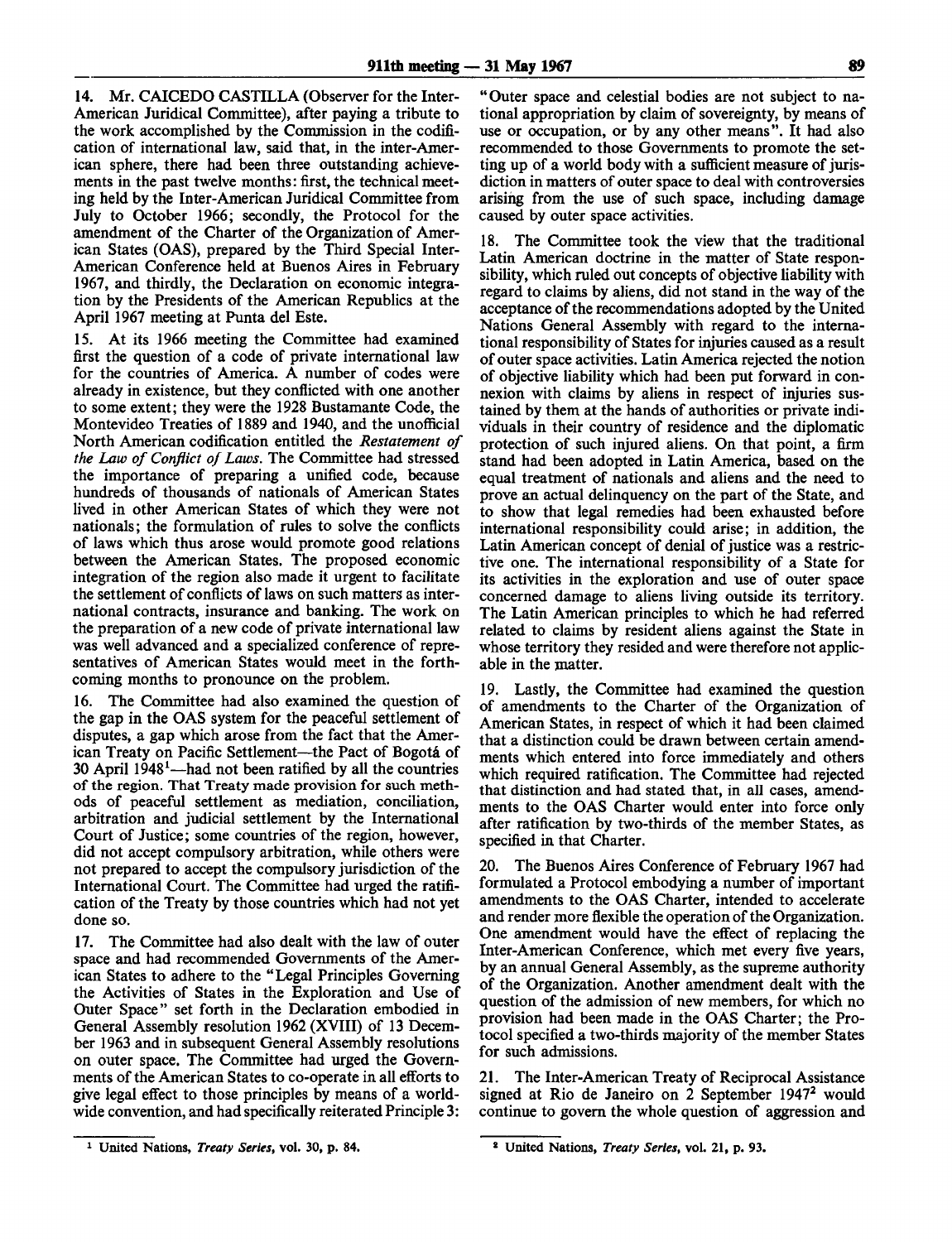14. Mr. CAICEDO CASTILLA (Observer for the Inter-American Juridical Committee), after paying a tribute to the work accomplished by the Commission in the codification of international law, said that, in the inter-American sphere, there had been three outstanding achievements in the past twelve months: first, the technical meeting held by the Inter-American Juridical Committee from July to October 1966; secondly, the Protocol for the amendment of the Charter of the Organization of American States (OAS), prepared by the Third Special Inter-American Conference held at Buenos Aires in February 1967, and thirdly, the Declaration on economic integration by the Presidents of the American Republics at the April 1967 meeting at Punta del Este.

15. At its 1966 meeting the Committee had examined first the question of a code of private international law for the countries of America. A number of codes were already in existence, but they conflicted with one another to some extent; they were the 1928 Bustamante Code, the Montevideo Treaties of 1889 and 1940, and the unofficial North American codification entitled the *Restatement of the Law of Conflict of Laws*. The Committee had stressed the importance of preparing a unified code, because hundreds of thousands of nationals of American States lived in other American States of which they were not nationals; the formulation of rules to solve the conflicts of laws which thus arose would promote good relations between the American States. The proposed economic integration of the region also made it urgent to facilitate the settlement of conflicts of laws on such matters as international contracts, insurance and banking. The work on the preparation of a new code of private international law was well advanced and a specialized conference of representatives of American States would meet in the forthcoming months to pronounce on the problem.

16. The Committee had also examined the question of the gap in the OAS system for the peaceful settlement of disputes, a gap which arose from the fact that the American Treaty on Pacific Settlement—the Pact of Bogotá of 30 April 1948[1]—had not been ratified by all the countries of the region. That Treaty made provision for such methods of peaceful settlement as mediation, conciliation, arbitration and judicial settlement by the International Court of Justice; some countries of the region, however, did not accept compulsory arbitration, while others were not prepared to accept the compulsory jurisdiction of the International Court. The Committee had urged the ratification of the Treaty by those countries which had not yet done so.

17. The Committee had also dealt with the law of outer space and had recommended Governments of the American States to adhere to the "Legal Principles Governing the Activities of States in the Exploration and Use of Outer Space" set forth in the Declaration embodied in General Assembly resolution 1962 (XVIII) of 13 December 1963 and in subsequent General Assembly resolutions on outer space. The Committee had urged the Governments of the American States to co-operate in all efforts to give legal effect to those principles by means of a worldwide convention, and had specifically reiterated Principle 3: "Outer space and celestial bodies are not subject to national appropriation by claim of sovereignty, by means of use or occupation, or by any other means". It had also recommended to those Governments to promote the setting up of a world body with a sufficient measure of jurisdiction in matters of outer space to deal with controversies arising from the use of such space, including damage caused by outer space activities.

18. The Committee took the view that the traditional Latin American doctrine in the matter of State responsibility, which ruled out concepts of objective liability with regard to claims by aliens, did not stand in the way of the acceptance of the recommendations adopted by the United Nations General Assembly with regard to the international responsibility of States for injuries caused as a result of outer space activities. Latin America rejected the notion of objective liability which had been put forward in connexion with claims by aliens in respect of injuries sustained by them at the hands of authorities or private individuals in their country of residence and the diplomatic protection of such injured aliens. On that point, a firm stand had been adopted in Latin America, based on the equal treatment of nationals and aliens and the need to prove an actual delinquency on the part of the State, and to show that legal remedies had been exhausted before international responsibility could arise; in addition, the Latin American concept of denial of justice was a restrictive one. The international responsibility of a State for its activities in the exploration and use of outer space concerned damage to aliens living outside its territory. The Latin American principles to which he had referred related to claims by resident aliens against the State in whose territory they resided and were therefore not applicable in the matter.

19. Lastly, the Committee had examined the question of amendments to the Charter of the Organization of American States, in respect of which it had been claimed that a distinction could be drawn between certain amendments which entered into force immediately and others which required ratification. The Committee had rejected that distinction and had stated that, in all cases, amendments to the OAS Charter would enter into force only after ratification by two-thirds of the member States, as specified in that Charter.

20. The Buenos Aires Conference of February 1967 had formulated a Protocol embodying a number of important amendments to the OAS Charter, intended to accelerate and render more flexible the operation of the Organization. One amendment would have the effect of replacing the Inter-American Conference, which met every five years, by an annual General Assembly, as the supreme authority of the Organization. Another amendment dealt with the question of the admission of new members, for which no provision had been made in the OAS Charter; the Protocol specified a two-thirds majority of the member States for such admissions.

21. The Inter-American Treaty of Reciprocal Assistance signed at Rio de Janeiro on 2 September 1947[2] would continue to govern the whole question of aggression and

[1] United Nations, *Treaty Series*, vol. 30, p. 84.

[2] United Nations, *Treaty Series*, vol. 21, p. 93.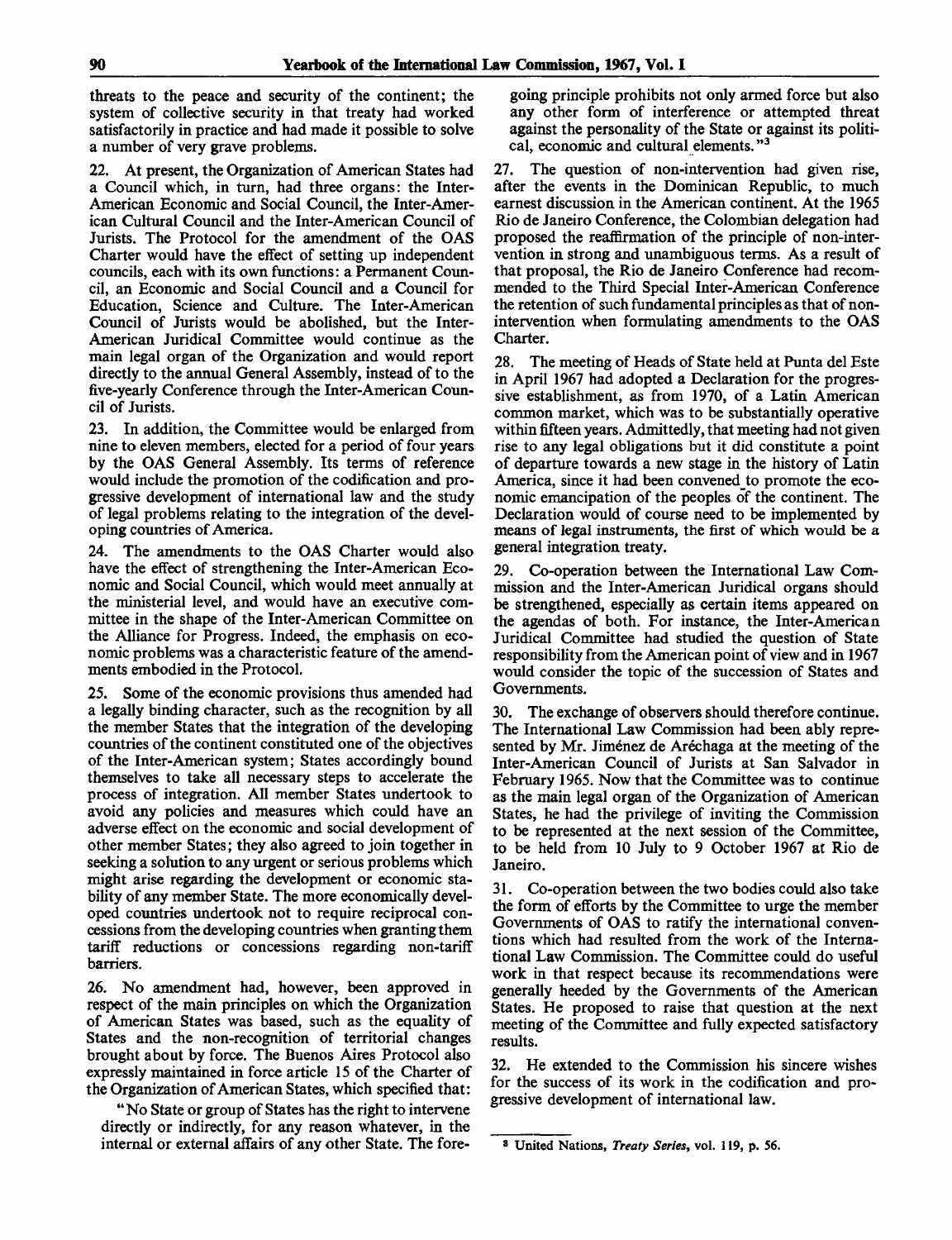threats to the peace and security of the continent; the system of collective security in that treaty had worked satisfactorily in practice and had made it possible to solve a number of very grave problems.

22. At present, the Organization of American States had a Council which, in turn, had three organs: the Inter-American Economic and Social Council, the Inter-American Cultural Council and the Inter-American Council of Jurists. The Protocol for the amendment of the OAS Charter would have the effect of setting up independent councils, each with its own functions: a Permanent Council, an Economic and Social Council and a Council for Education, Science and Culture. The Inter-American Council of Jurists would be abolished, but the Inter-American Juridical Committee would continue as the main legal organ of the Organization and would report directly to the annual General Assembly, instead of to the five-yearly Conference through the Inter-American Council of Jurists.

23. In addition, the Committee would be enlarged from nine to eleven members, elected for a period of four years by the OAS General Assembly. Its terms of reference would include the promotion of the codification and progressive development of international law and the study of legal problems relating to the integration of the developing countries of America.

24. The amendments to the OAS Charter would also have the effect of strengthening the Inter-American Economic and Social Council, which would meet annually at the ministerial level, and would have an executive committee in the shape of the Inter-American Committee on the Alliance for Progress. Indeed, the emphasis on economic problems was a characteristic feature of the amendments embodied in the Protocol.

25. Some of the economic provisions thus amended had a legally binding character, such as the recognition by all the member States that the integration of the developing countries of the continent constituted one of the objectives of the Inter-American system; States accordingly bound themselves to take all necessary steps to accelerate the process of integration. All member States undertook to avoid any policies and measures which could have an adverse effect on the economic and social development of other member States; they also agreed to join together in seeking a solution to any urgent or serious problems which might arise regarding the development or economic stability of any member State. The more economically developed countries undertook not to require reciprocal concessions from the developing countries when granting them tariff reductions or concessions regarding non-tariff barriers.

26. No amendment had, however, been approved in respect of the main principles on which the Organization of American States was based, such as the equality of States and the non-recognition of territorial changes brought about by force. The Buenos Aires Protocol also expressly maintained in force article 15 of the Charter of the Organization of American States, which specified that:

"No State or group of States has the right to intervene directly or indirectly, for any reason whatever, in the internal or external affairs of any other State. The foregoing principle prohibits not only armed force but also any other form of interference or attempted threat against the personality of the State or against its political, economic and cultural elements."[3]

27. The question of non-intervention had given rise, after the events in the Dominican Republic, to much earnest discussion in the American continent. At the 1965 Rio de Janeiro Conference, the Colombian delegation had proposed the reaffirmation of the principle of non-intervention in strong and unambiguous terms. As a result of that proposal, the Rio de Janeiro Conference had recommended to the Third Special Inter-American Conference the retention of such fundamental principles as that of non-intervention when formulating amendments to the OAS Charter.

28. The meeting of Heads of State held at Punta del Este in April 1967 had adopted a Declaration for the progressive establishment, as from 1970, of a Latin American common market, which was to be substantially operative within fifteen years. Admittedly, that meeting had not given rise to any legal obligations but it did constitute a point of departure towards a new stage in the history of Latin America, since it had been convened to promote the economic emancipation of the peoples of the continent. The Declaration would of course need to be implemented by means of legal instruments, the first of which would be a general integration treaty.

29. Co-operation between the International Law Commission and the Inter-American Juridical organs should be strengthened, especially as certain items appeared on the agendas of both. For instance, the Inter-American Juridical Committee had studied the question of State responsibility from the American point of view and in 1967 would consider the topic of the succession of States and Governments.

30. The exchange of observers should therefore continue. The International Law Commission had been ably represented by Mr. Jiménez de Aréchaga at the meeting of the Inter-American Council of Jurists at San Salvador in February 1965. Now that the Committee was to continue as the main legal organ of the Organization of American States, he had the privilege of inviting the Commission to be represented at the next session of the Committee, to be held from 10 July to 9 October 1967 at Rio de Janeiro.

31. Co-operation between the two bodies could also take the form of efforts by the Committee to urge the member Governments of OAS to ratify the international conventions which had resulted from the work of the International Law Commission. The Committee could do useful work in that respect because its recommendations were generally heeded by the Governments of the American States. He proposed to raise that question at the next meeting of the Committee and fully expected satisfactory results.

32. He extended to the Commission his sincere wishes for the success of its work in the codification and progressive development of international law.

---

[3] United Nations, *Treaty Series*, vol. 119, p. 56.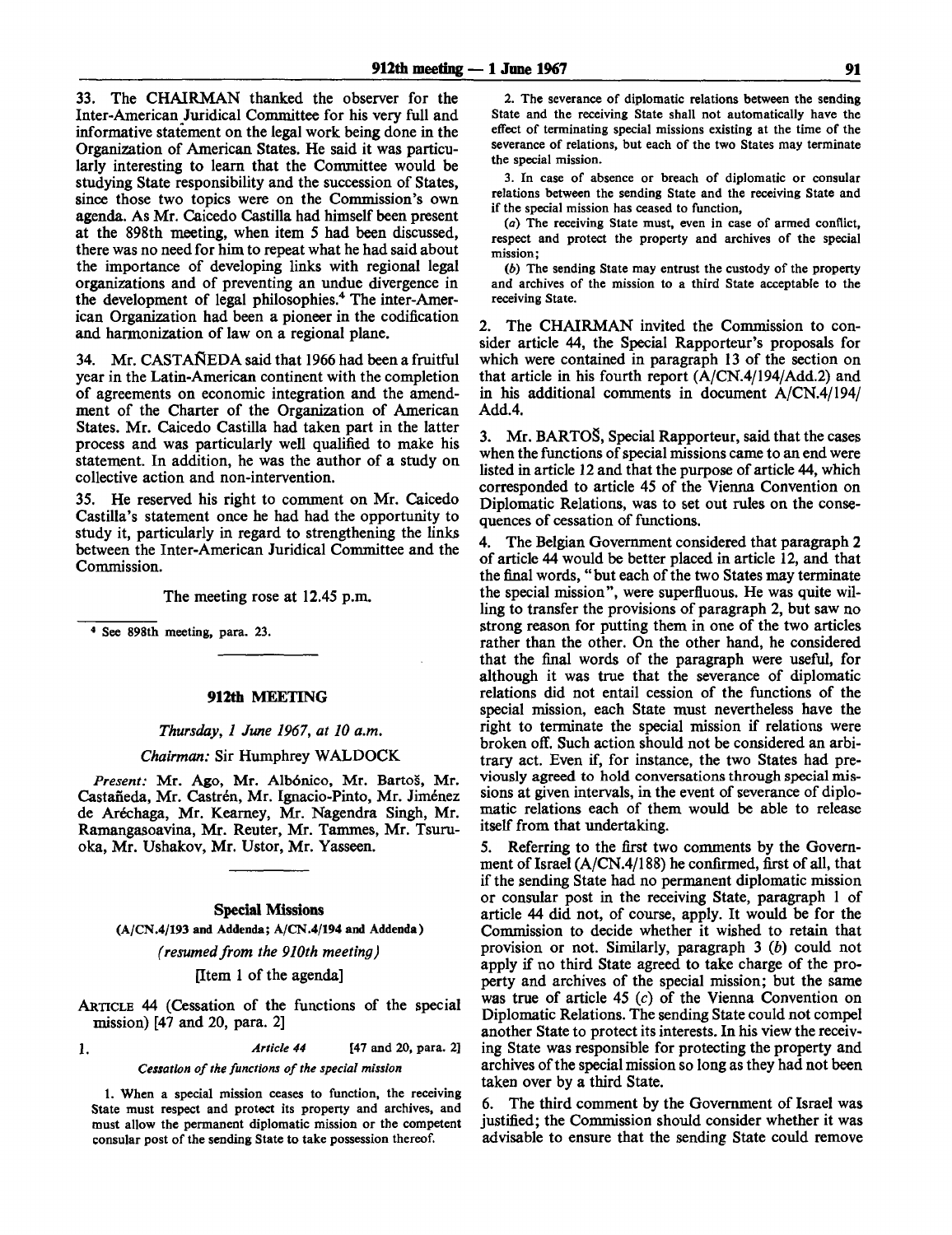33. The CHAIRMAN thanked the observer for the Inter-American Juridical Committee for his very full and informative statement on the legal work being done in the Organization of American States. He said it was particularly interesting to learn that the Committee would be studying State responsibility and the succession of States, since those two topics were on the Commission's own agenda. As Mr. Caicedo Castilla had himself been present at the 898th meeting, when item 5 had been discussed, there was no need for him to repeat what he had said about the importance of developing links with regional legal organizations and of preventing an undue divergence in the development of legal philosophies.[4] The inter-American Organization had been a pioneer in the codification and harmonization of law on a regional plane.

34. Mr. CASTAÑEDA said that 1966 had been a fruitful year in the Latin-American continent with the completion of agreements on economic integration and the amendment of the Charter of the Organization of American States. Mr. Caicedo Castilla had taken part in the latter process and was particularly well qualified to make his statement. In addition, he was the author of a study on collective action and non-intervention.

35. He reserved his right to comment on Mr. Caicedo Castilla's statement once he had had the opportunity to study it, particularly in regard to strengthening the links between the Inter-American Juridical Committee and the Commission.

The meeting rose at 12.45 p.m.

[4] See 898th meeting, para. 23.

## 912th MEETING

*Thursday, 1 June 1967, at 10 a.m.*

*Chairman:* Sir Humphrey WALDOCK

*Present:* Mr. Ago, Mr. Albónico, Mr. Bartoš, Mr. Castañeda, Mr. Castrén, Mr. Ignacio-Pinto, Mr. Jiménez de Aréchaga, Mr. Kearney, Mr. Nagendra Singh, Mr. Ramangasoavina, Mr. Reuter, Mr. Tammes, Mr. Tsuruoka, Mr. Ushakov, Mr. Ustor, Mr. Yasseen.

### Special Missions

**(A/CN.4/193 and Addenda; A/CN.4/194 and Addenda)**

*(resumed from the 910th meeting)*

[Item 1 of the agenda]

ARTICLE 44 (Cessation of the functions of the special mission) [47 and 20, para. 2]

1. *Article 44* [47 and 20, para. 2]

*Cessation of the functions of the special mission*

1. When a special mission ceases to function, the receiving State must respect and protect its property and archives, and must allow the permanent diplomatic mission or the competent consular post of the sending State to take possession thereof.

2. The severance of diplomatic relations between the sending State and the receiving State shall not automatically have the effect of terminating special missions existing at the time of the severance of relations, but each of the two States may terminate the special mission.

3. In case of absence or breach of diplomatic or consular relations between the sending State and the receiving State and if the special mission has ceased to function,

(*a*) The receiving State must, even in case of armed conflict, respect and protect the property and archives of the special mission;

(*b*) The sending State may entrust the custody of the property and archives of the mission to a third State acceptable to the receiving State.

2. The CHAIRMAN invited the Commission to consider article 44, the Special Rapporteur's proposals for which were contained in paragraph 13 of the section on that article in his fourth report (A/CN.4/194/Add.2) and in his additional comments in document A/CN.4/194/Add.4.

3. Mr. BARTOŠ, Special Rapporteur, said that the cases when the functions of special missions came to an end were listed in article 12 and that the purpose of article 44, which corresponded to article 45 of the Vienna Convention on Diplomatic Relations, was to set out rules on the consequences of cessation of functions.

4. The Belgian Government considered that paragraph 2 of article 44 would be better placed in article 12, and that the final words, "but each of the two States may terminate the special mission", were superfluous. He was quite willing to transfer the provisions of paragraph 2, but saw no strong reason for putting them in one of the two articles rather than the other. On the other hand, he considered that the final words of the paragraph were useful, for although it was true that the severance of diplomatic relations did not entail cession of the functions of the special mission, each State must nevertheless have the right to terminate the special mission if relations were broken off. Such action should not be considered an arbitrary act. Even if, for instance, the two States had previously agreed to hold conversations through special missions at given intervals, in the event of severance of diplomatic relations each of them would be able to release itself from that undertaking.

5. Referring to the first two comments by the Government of Israel (A/CN.4/188) he confirmed, first of all, that if the sending State had no permanent diplomatic mission or consular post in the receiving State, paragraph 1 of article 44 did not, of course, apply. It would be for the Commission to decide whether it wished to retain that provision or not. Similarly, paragraph 3 (*b*) could not apply if no third State agreed to take charge of the property and archives of the special mission; but the same was true of article 45 (*c*) of the Vienna Convention on Diplomatic Relations. The sending State could not compel another State to protect its interests. In his view the receiving State was responsible for protecting the property and archives of the special mission so long as they had not been taken over by a third State.

6. The third comment by the Government of Israel was justified; the Commission should consider whether it was advisable to ensure that the sending State could remove